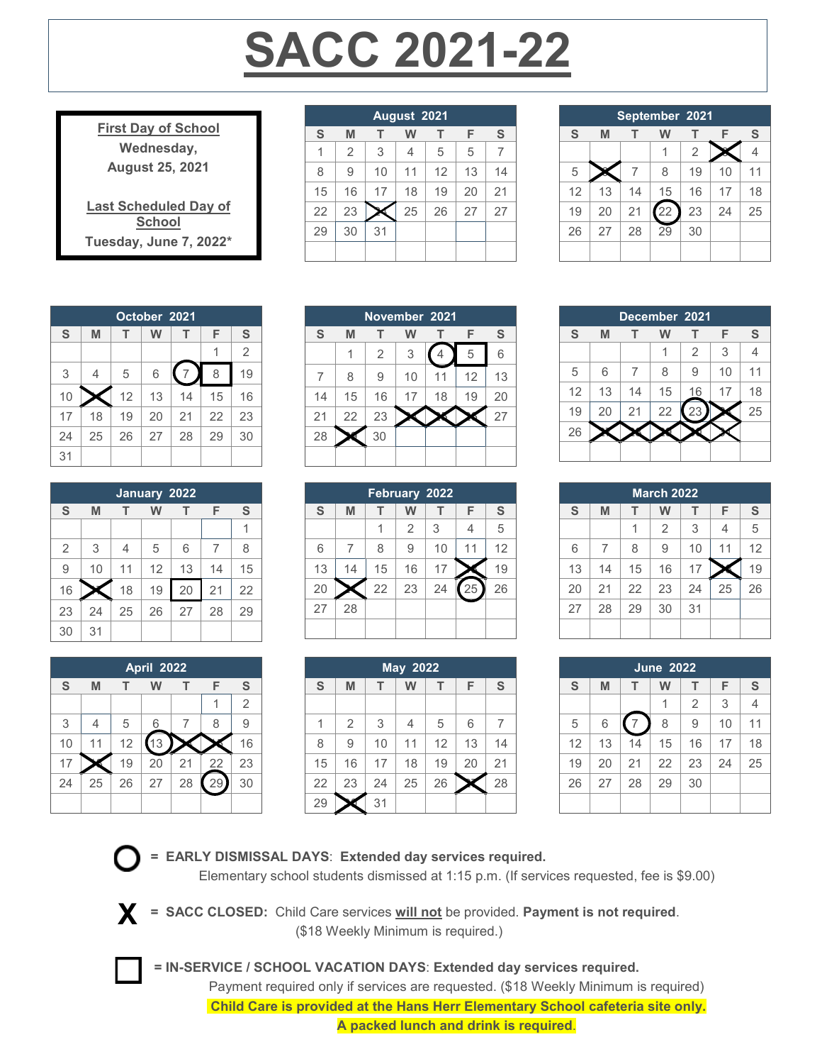# SACC 2021-22

**First Day of School**
**Wednesday, August 25, 2021**

**Last Scheduled Day of School**
**Tuesday, June 7, 2022***

Legend used in the tables below: (N) = circled (Early Dismissal Day); N X = crossed out (SACC Closed); [N] = boxed (In-Service / School Vacation Day)

**August 2021**

| S | M | T | W | T | F | S |
|---|---|---|---|---|---|---|
| 1 | 2 | 3 | 4 | 5 | 5 | 7 |
| 8 | 9 | 10 | 11 | 12 | 13 | 14 |
| 15 | 16 | 17 | 18 | 19 | 20 | 21 |
| 22 | 23 | 24 X | 25 | 26 | 27 | 27 |
| 29 | 30 | 31 | | | | |

**September 2021**

| S | M | T | W | T | F | S |
|---|---|---|---|---|---|---|
| | | | 1 | 2 | 3 X | 4 |
| 5 | 6 X | 7 | 8 | 19 | 10 | 11 |
| 12 | 13 | 14 | 15 | 16 | 17 | 18 |
| 19 | 20 | 21 | (22) | 23 | 24 | 25 |
| 26 | 27 | 28 | 29 | 30 | | |

**October 2021**

| S | M | T | W | T | F | S |
|---|---|---|---|---|---|---|
| | | | | | 1 | 2 |
| 3 | 4 | 5 | 6 | (7) | [8] | 19 |
| 10 | 11 X | 12 | 13 | 14 | 15 | 16 |
| 17 | 18 | 19 | 20 | 21 | 22 | 23 |
| 24 | 25 | 26 | 27 | 28 | 29 | 30 |
| 31 | | | | | | |

**November 2021**

| S | M | T | W | T | F | S |
|---|---|---|---|---|---|---|
| | 1 | 2 | 3 | (4) | [5] | 6 |
| 7 | 8 | 9 | 10 | 11 | 12 | 13 |
| 14 | 15 | 16 | 17 | 18 | 19 | 20 |
| 21 | 22 | 23 | 24 X | 25 X | 26 X | 27 |
| 28 | 29 X | 30 | | | | |

**December 2021**

| S | M | T | W | T | F | S |
|---|---|---|---|---|---|---|
| | | | 1 | 2 | 3 | 4 |
| 5 | 6 | 7 | 8 | 9 | 10 | 11 |
| 12 | 13 | 14 | 15 | 16 | 17 | 18 |
| 19 | 20 | 21 | 22 | (23) | 24 X | 25 |
| 26 | 27 X | 28 X | 29 X | 30 X | 31 X | |

**January 2022**

| S | M | T | W | T | F | S |
|---|---|---|---|---|---|---|
| | | | | | | 1 |
| 2 | 3 | 4 | 5 | 6 | 7 | 8 |
| 9 | 10 | 11 | 12 | 13 | 14 | 15 |
| 16 | 17 X | 18 | 19 | [20] | 21 | 22 |
| 23 | 24 | 25 | 26 | 27 | 28 | 29 |
| 30 | 31 | | | | | |

**February 2022**

| S | M | T | W | T | F | S |
|---|---|---|---|---|---|---|
| | | 1 | 2 | 3 | 4 | 5 |
| 6 | 7 | 8 | 9 | 10 | 11 | 12 |
| 13 | 14 | 15 | 16 | 17 | 18 X | 19 |
| 20 | 21 X | 22 | 23 | 24 | (25) | 26 |
| 27 | 28 | | | | | |

**March 2022**

| S | M | T | W | T | F | S |
|---|---|---|---|---|---|---|
| | | 1 | 2 | 3 | 4 | 5 |
| 6 | 7 | 8 | 9 | 10 | 11 | 12 |
| 13 | 14 | 15 | 16 | 17 | 18 X | 19 |
| 20 | 21 | 22 | 23 | 24 | 25 | 26 |
| 27 | 28 | 29 | 30 | 31 | | |

**April 2022**

| S | M | T | W | T | F | S |
|---|---|---|---|---|---|---|
| | | | | | 1 | 2 |
| 3 | 4 | 5 | 6 | 7 | 8 | 9 |
| 10 | 11 | 12 | (13) | 14 X | 15 X | 16 |
| 17 | 18 X | 19 | 20 | 21 | 22 | 23 |
| 24 | 25 | 26 | 27 | 28 | (29) | 30 |

**May 2022**

| S | M | T | W | T | F | S |
|---|---|---|---|---|---|---|
| 1 | 2 | 3 | 4 | 5 | 6 | 7 |
| 8 | 9 | 10 | 11 | 12 | 13 | 14 |
| 15 | 16 | 17 | 18 | 19 | 20 | 21 |
| 22 | 23 | 24 | 25 | 26 | 27 X | 28 |
| 29 | 30 X | 31 | | | | |

**June 2022**

| S | M | T | W | T | F | S |
|---|---|---|---|---|---|---|
| | | | 1 | 2 | 3 | 4 |
| 5 | 6 | (7) | 8 | 9 | 10 | 11 |
| 12 | 13 | 14 | 15 | 16 | 17 | 18 |
| 19 | 20 | 21 | 22 | 23 | 24 | 25 |
| 26 | 27 | 28 | 29 | 30 | | |

**O = EARLY DISMISSAL DAYS**: **Extended day services required.**
Elementary school students dismissed at 1:15 p.m. (If services requested, fee is $9.00)

**X = SACC CLOSED:** Child Care services **will not** be provided. **Payment is not required**.
($18 Weekly Minimum is required.)

**☐ = IN-SERVICE / SCHOOL VACATION DAYS**: **Extended day services required.**
Payment required only if services are requested. ($18 Weekly Minimum is required)
**Child Care is provided at the Hans Herr Elementary School cafeteria site only.**
**A packed lunch and drink is required.**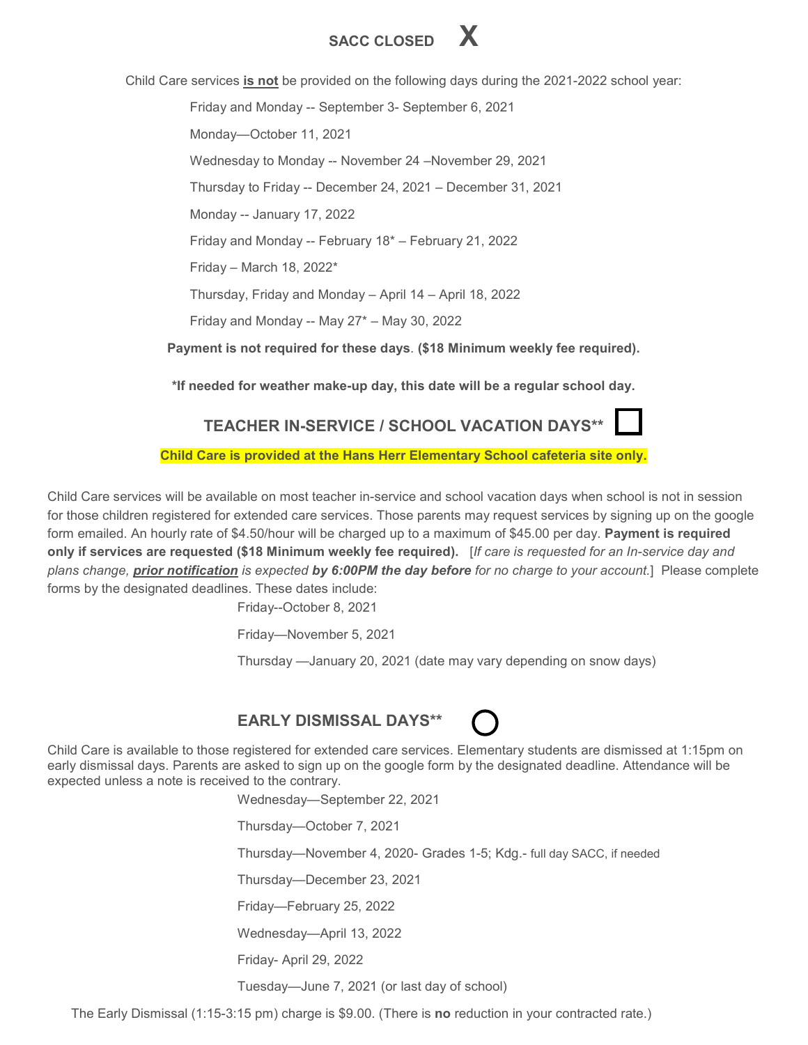## SACC CLOSED X

Child Care services **is not** be provided on the following days during the 2021-2022 school year:

Friday and Monday -- September 3- September 6, 2021

Monday—October 11, 2021

Wednesday to Monday -- November 24 –November 29, 2021

Thursday to Friday -- December 24, 2021 – December 31, 2021

Monday -- January 17, 2022

Friday and Monday -- February 18* – February 21, 2022

Friday – March 18, 2022*

Thursday, Friday and Monday – April 14 – April 18, 2022

Friday and Monday -- May 27* – May 30, 2022

**Payment is not required for these days**. **($18 Minimum weekly fee required).**

**\*If needed for weather make-up day, this date will be a regular school day.**

## TEACHER IN-SERVICE / SCHOOL VACATION DAYS** ☐

**Child Care is provided at the Hans Herr Elementary School cafeteria site only.**

Child Care services will be available on most teacher in-service and school vacation days when school is not in session for those children registered for extended care services. Those parents may request services by signing up on the google form emailed. An hourly rate of $4.50/hour will be charged up to a maximum of $45.00 per day. **Payment is required only if services are requested ($18 Minimum weekly fee required).** [*If care is requested for an In-service day and plans change,* ***prior notification*** *is expected* ***by 6:00PM the day before*** *for no charge to your account.*] Please complete forms by the designated deadlines. These dates include:

Friday--October 8, 2021

Friday—November 5, 2021

Thursday —January 20, 2021 (date may vary depending on snow days)

## EARLY DISMISSAL DAYS** ○

Child Care is available to those registered for extended care services. Elementary students are dismissed at 1:15pm on early dismissal days. Parents are asked to sign up on the google form by the designated deadline. Attendance will be expected unless a note is received to the contrary.

Wednesday—September 22, 2021

Thursday—October 7, 2021

Thursday—November 4, 2020- Grades 1-5; Kdg.- full day SACC, if needed

Thursday—December 23, 2021

Friday—February 25, 2022

Wednesday—April 13, 2022

Friday- April 29, 2022

Tuesday—June 7, 2021 (or last day of school)

The Early Dismissal (1:15-3:15 pm) charge is $9.00. (There is **no** reduction in your contracted rate.)